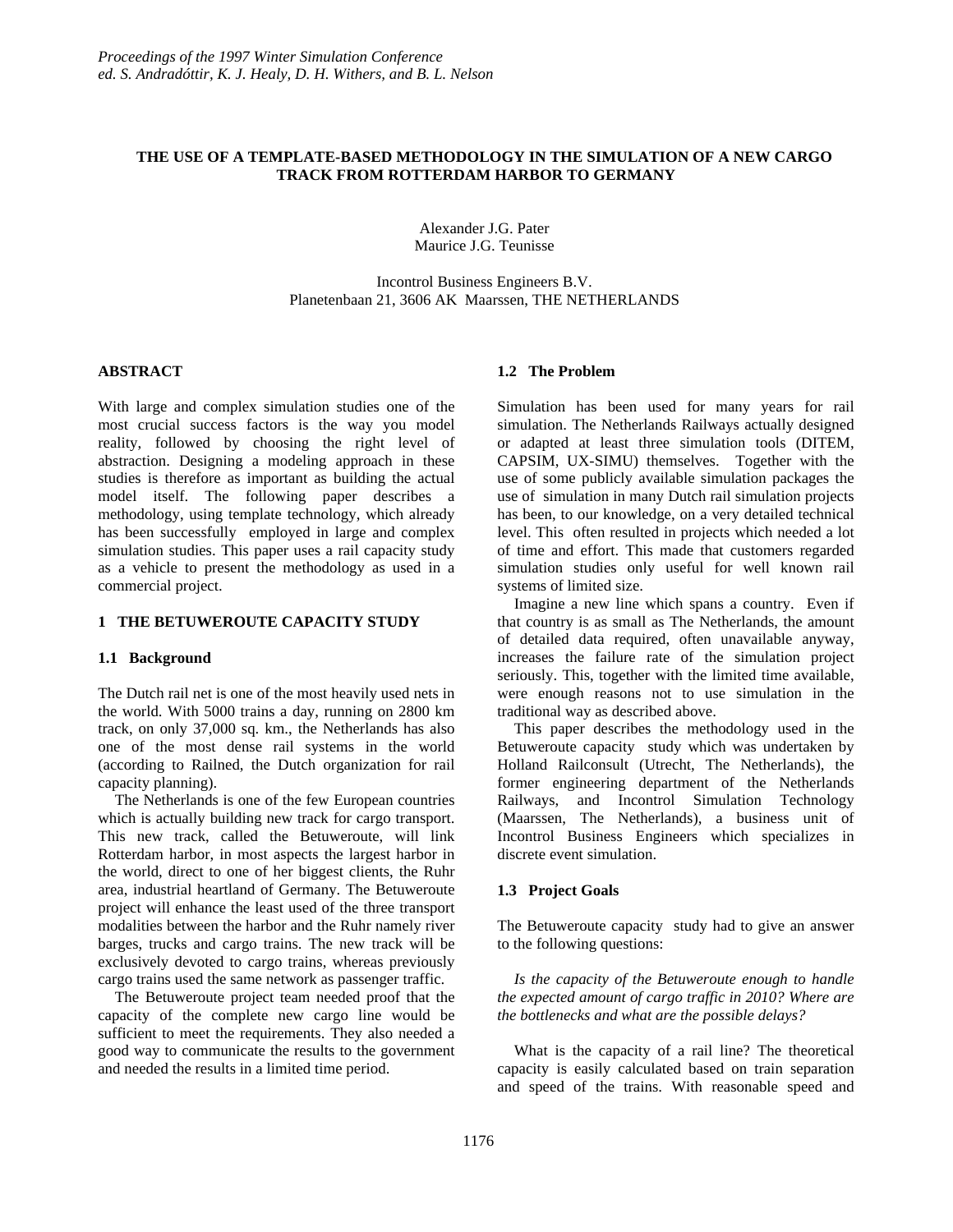# THE USE OF A TEMPLATE-BASED METHODOLOGY IN THE SIMULATION OF A NEW CARGO TRACK FROM ROTTERDAM HARBOR TO GERMANY

Alexander J.G. Pater
Maurice J.G. Teunisse

Incontrol Business Engineers B.V.
Planetenbaan 21, 3606 AK Maarssen, THE NETHERLANDS

## ABSTRACT

With large and complex simulation studies one of the most crucial success factors is the way you model reality, followed by choosing the right level of abstraction. Designing a modeling approach in these studies is therefore as important as building the actual model itself. The following paper describes a methodology, using template technology, which already has been successfully employed in large and complex simulation studies. This paper uses a rail capacity study as a vehicle to present the methodology as used in a commercial project.

## 1 THE BETUWEROUTE CAPACITY STUDY

### 1.1 Background

The Dutch rail net is one of the most heavily used nets in the world. With 5000 trains a day, running on 2800 km track, on only 37,000 sq. km., the Netherlands has also one of the most dense rail systems in the world (according to Railned, the Dutch organization for rail capacity planning).

The Netherlands is one of the few European countries which is actually building new track for cargo transport. This new track, called the Betuweroute, will link Rotterdam harbor, in most aspects the largest harbor in the world, direct to one of her biggest clients, the Ruhr area, industrial heartland of Germany. The Betuweroute project will enhance the least used of the three transport modalities between the harbor and the Ruhr namely river barges, trucks and cargo trains. The new track will be exclusively devoted to cargo trains, whereas previously cargo trains used the same network as passenger traffic.

The Betuweroute project team needed proof that the capacity of the complete new cargo line would be sufficient to meet the requirements. They also needed a good way to communicate the results to the government and needed the results in a limited time period.

### 1.2 The Problem

Simulation has been used for many years for rail simulation. The Netherlands Railways actually designed or adapted at least three simulation tools (DITEM, CAPSIM, UX-SIMU) themselves. Together with the use of some publicly available simulation packages the use of simulation in many Dutch rail simulation projects has been, to our knowledge, on a very detailed technical level. This often resulted in projects which needed a lot of time and effort. This made that customers regarded simulation studies only useful for well known rail systems of limited size.

Imagine a new line which spans a country. Even if that country is as small as The Netherlands, the amount of detailed data required, often unavailable anyway, increases the failure rate of the simulation project seriously. This, together with the limited time available, were enough reasons not to use simulation in the traditional way as described above.

This paper describes the methodology used in the Betuweroute capacity study which was undertaken by Holland Railconsult (Utrecht, The Netherlands), the former engineering department of the Netherlands Railways, and Incontrol Simulation Technology (Maarssen, The Netherlands), a business unit of Incontrol Business Engineers which specializes in discrete event simulation.

### 1.3 Project Goals

The Betuweroute capacity study had to give an answer to the following questions:

*Is the capacity of the Betuweroute enough to handle the expected amount of cargo traffic in 2010? Where are the bottlenecks and what are the possible delays?*

What is the capacity of a rail line? The theoretical capacity is easily calculated based on train separation and speed of the trains. With reasonable speed and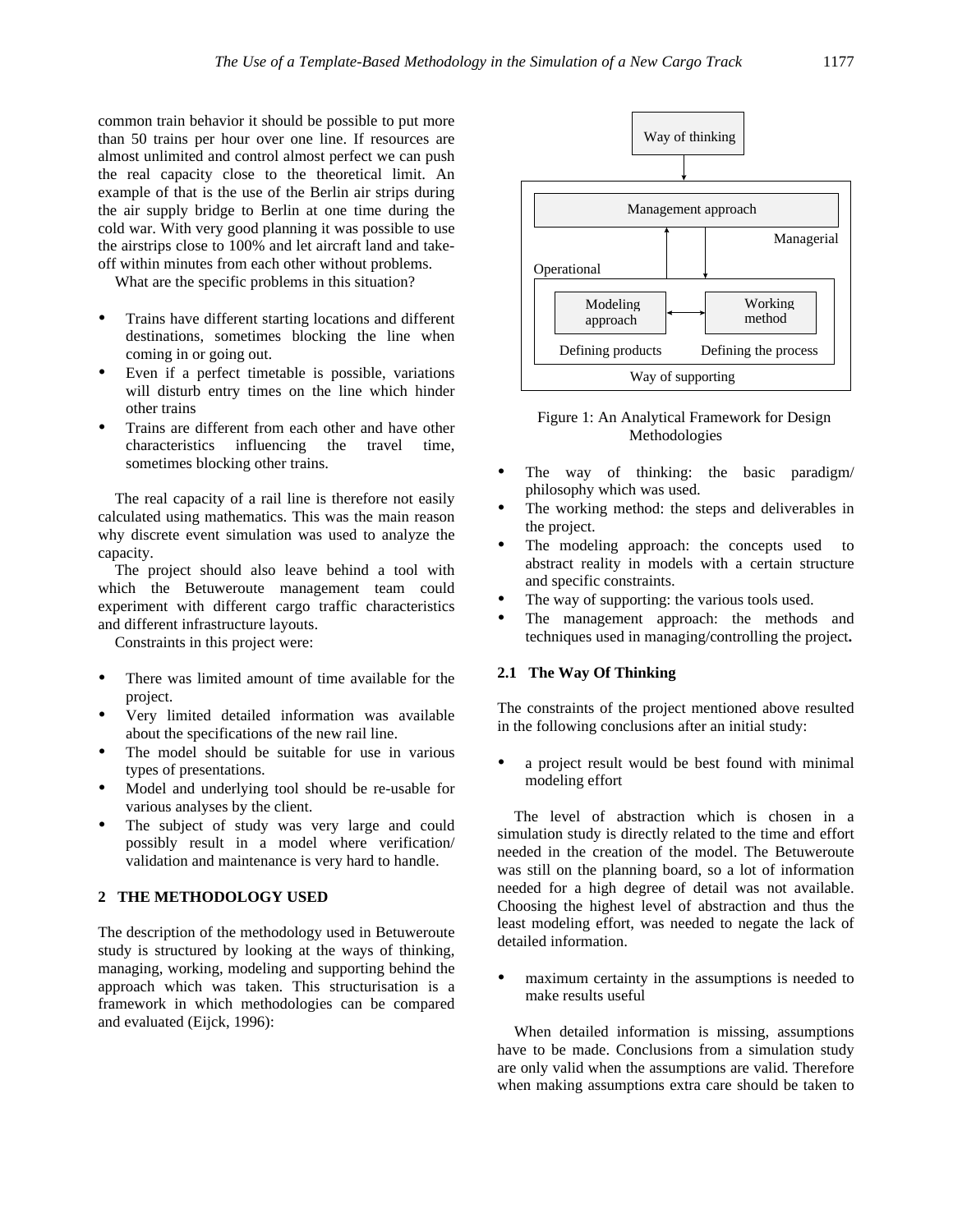common train behavior it should be possible to put more than 50 trains per hour over one line. If resources are almost unlimited and control almost perfect we can push the real capacity close to the theoretical limit. An example of that is the use of the Berlin air strips during the air supply bridge to Berlin at one time during the cold war. With very good planning it was possible to use the airstrips close to 100% and let aircraft land and take-off within minutes from each other without problems.

What are the specific problems in this situation?

- Trains have different starting locations and different destinations, sometimes blocking the line when coming in or going out.
- Even if a perfect timetable is possible, variations will disturb entry times on the line which hinder other trains
- Trains are different from each other and have other characteristics influencing the travel time, sometimes blocking other trains.

The real capacity of a rail line is therefore not easily calculated using mathematics. This was the main reason why discrete event simulation was used to analyze the capacity.

The project should also leave behind a tool with which the Betuweroute management team could experiment with different cargo traffic characteristics and different infrastructure layouts.

Constraints in this project were:

- There was limited amount of time available for the project.
- Very limited detailed information was available about the specifications of the new rail line.
- The model should be suitable for use in various types of presentations.
- Model and underlying tool should be re-usable for various analyses by the client.
- The subject of study was very large and could possibly result in a model where verification/validation and maintenance is very hard to handle.

## 2 THE METHODOLOGY USED

The description of the methodology used in Betuweroute study is structured by looking at the ways of thinking, managing, working, modeling and supporting behind the approach which was taken. This structurisation is a framework in which methodologies can be compared and evaluated (Eijck, 1996):

Way of thinking

Management approach

Managerial

Operational

Modeling approach

Working method

Defining products

Defining the process

Way of supporting

Figure 1: An Analytical Framework for Design Methodologies

- The way of thinking: the basic paradigm/philosophy which was used.
- The working method: the steps and deliverables in the project.
- The modeling approach: the concepts used to abstract reality in models with a certain structure and specific constraints.
- The way of supporting: the various tools used.
- The management approach: the methods and techniques used in managing/controlling the project.

### 2.1 The Way Of Thinking

The constraints of the project mentioned above resulted in the following conclusions after an initial study:

- a project result would be best found with minimal modeling effort

The level of abstraction which is chosen in a simulation study is directly related to the time and effort needed in the creation of the model. The Betuweroute was still on the planning board, so a lot of information needed for a high degree of detail was not available. Choosing the highest level of abstraction and thus the least modeling effort, was needed to negate the lack of detailed information.

- maximum certainty in the assumptions is needed to make results useful

When detailed information is missing, assumptions have to be made. Conclusions from a simulation study are only valid when the assumptions are valid. Therefore when making assumptions extra care should be taken to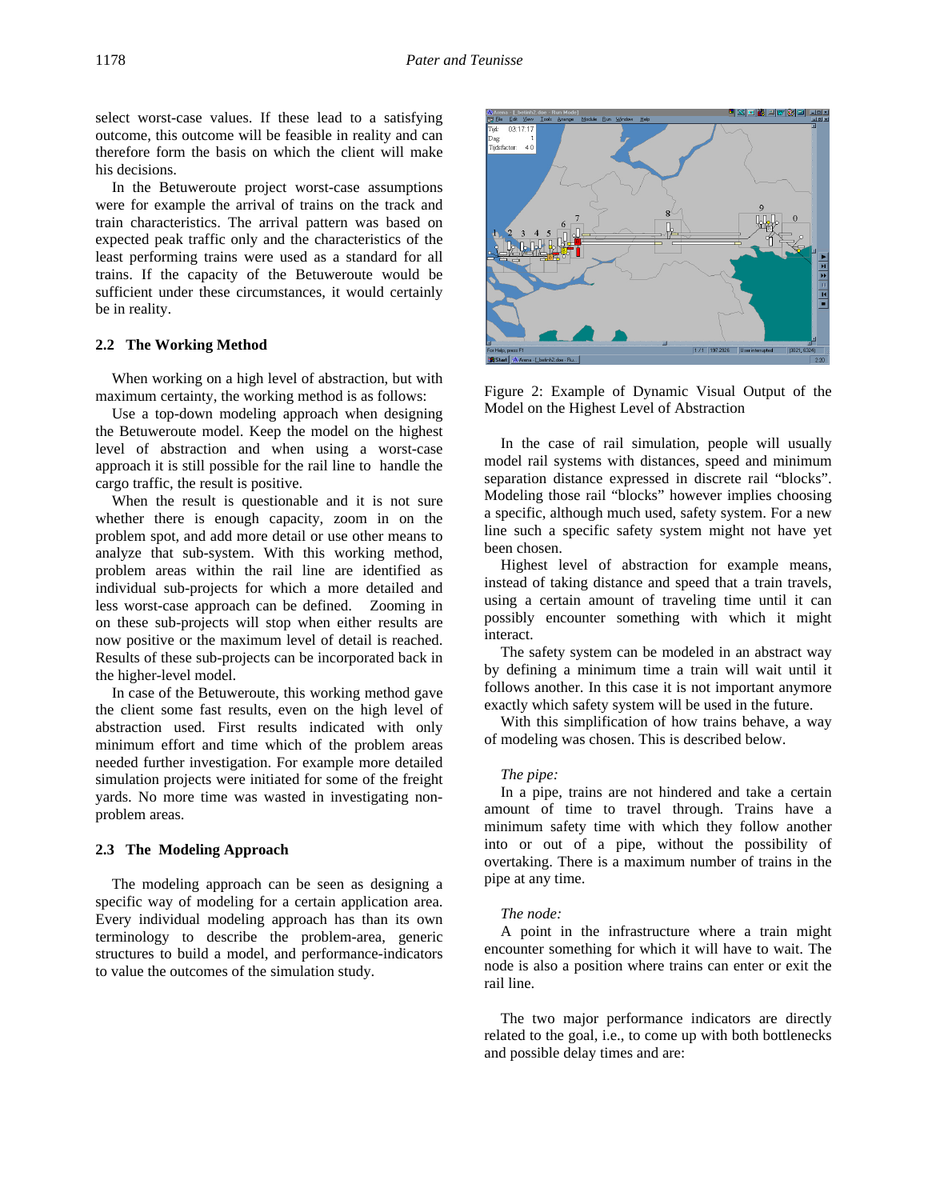select worst-case values. If these lead to a satisfying outcome, this outcome will be feasible in reality and can therefore form the basis on which the client will make his decisions.

In the Betuweroute project worst-case assumptions were for example the arrival of trains on the track and train characteristics. The arrival pattern was based on expected peak traffic only and the characteristics of the least performing trains were used as a standard for all trains. If the capacity of the Betuweroute would be sufficient under these circumstances, it would certainly be in reality.

## 2.2 The Working Method

When working on a high level of abstraction, but with maximum certainty, the working method is as follows:

Use a top-down modeling approach when designing the Betuweroute model. Keep the model on the highest level of abstraction and when using a worst-case approach it is still possible for the rail line to handle the cargo traffic, the result is positive.

When the result is questionable and it is not sure whether there is enough capacity, zoom in on the problem spot, and add more detail or use other means to analyze that sub-system. With this working method, problem areas within the rail line are identified as individual sub-projects for which a more detailed and less worst-case approach can be defined. Zooming in on these sub-projects will stop when either results are now positive or the maximum level of detail is reached. Results of these sub-projects can be incorporated back in the higher-level model.

In case of the Betuweroute, this working method gave the client some fast results, even on the high level of abstraction used. First results indicated with only minimum effort and time which of the problem areas needed further investigation. For example more detailed simulation projects were initiated for some of the freight yards. No more time was wasted in investigating non-problem areas.

## 2.3 The Modeling Approach

The modeling approach can be seen as designing a specific way of modeling for a certain application area. Every individual modeling approach has than its own terminology to describe the problem-area, generic structures to build a model, and performance-indicators to value the outcomes of the simulation study.

Figure 2: Example of Dynamic Visual Output of the Model on the Highest Level of Abstraction

In the case of rail simulation, people will usually model rail systems with distances, speed and minimum separation distance expressed in discrete rail "blocks". Modeling those rail "blocks" however implies choosing a specific, although much used, safety system. For a new line such a specific safety system might not have yet been chosen.

Highest level of abstraction for example means, instead of taking distance and speed that a train travels, using a certain amount of traveling time until it can possibly encounter something with which it might interact.

The safety system can be modeled in an abstract way by defining a minimum time a train will wait until it follows another. In this case it is not important anymore exactly which safety system will be used in the future.

With this simplification of how trains behave, a way of modeling was chosen. This is described below.

*The pipe:*

In a pipe, trains are not hindered and take a certain amount of time to travel through. Trains have a minimum safety time with which they follow another into or out of a pipe, without the possibility of overtaking. There is a maximum number of trains in the pipe at any time.

*The node:*

A point in the infrastructure where a train might encounter something for which it will have to wait. The node is also a position where trains can enter or exit the rail line.

The two major performance indicators are directly related to the goal, i.e., to come up with both bottlenecks and possible delay times and are: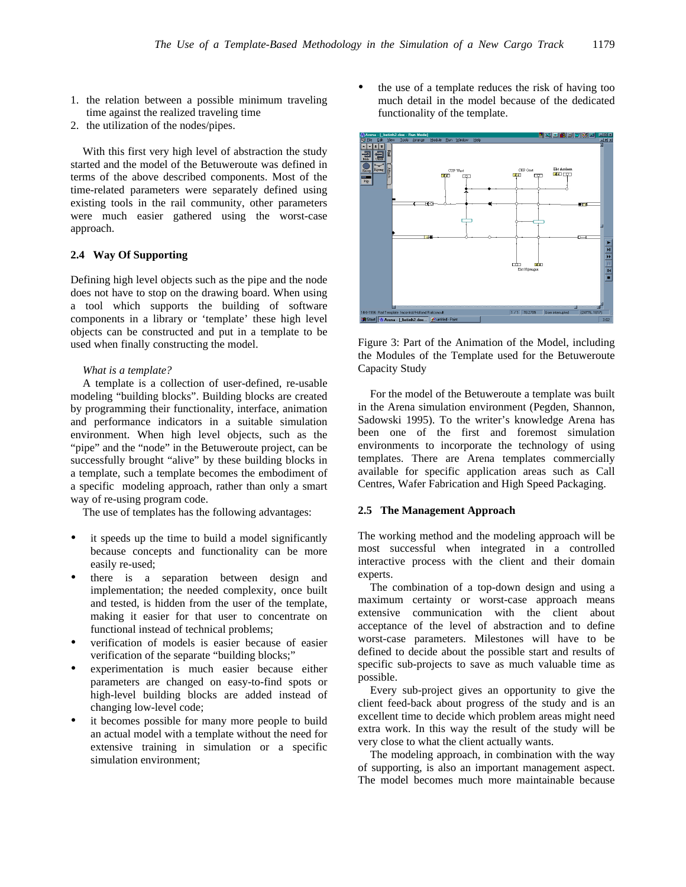1. the relation between a possible minimum traveling time against the realized traveling time
2. the utilization of the nodes/pipes.

With this first very high level of abstraction the study started and the model of the Betuweroute was defined in terms of the above described components. Most of the time-related parameters were separately defined using existing tools in the rail community, other parameters were much easier gathered using the worst-case approach.

### 2.4 Way Of Supporting

Defining high level objects such as the pipe and the node does not have to stop on the drawing board. When using a tool which supports the building of software components in a library or 'template' these high level objects can be constructed and put in a template to be used when finally constructing the model.

*What is a template?*

A template is a collection of user-defined, re-usable modeling "building blocks". Building blocks are created by programming their functionality, interface, animation and performance indicators in a suitable simulation environment. When high level objects, such as the "pipe" and the "node" in the Betuweroute project, can be successfully brought "alive" by these building blocks in a template, such a template becomes the embodiment of a specific modeling approach, rather than only a smart way of re-using program code.

The use of templates has the following advantages:

- it speeds up the time to build a model significantly because concepts and functionality can be more easily re-used;
- there is a separation between design and implementation; the needed complexity, once built and tested, is hidden from the user of the template, making it easier for that user to concentrate on functional instead of technical problems;
- verification of models is easier because of easier verification of the separate "building blocks;"
- experimentation is much easier because either parameters are changed on easy-to-find spots or high-level building blocks are added instead of changing low-level code;
- it becomes possible for many more people to build an actual model with a template without the need for extensive training in simulation or a specific simulation environment;
- the use of a template reduces the risk of having too much detail in the model because of the dedicated functionality of the template.

Figure 3: Part of the Animation of the Model, including the Modules of the Template used for the Betuweroute Capacity Study

For the model of the Betuweroute a template was built in the Arena simulation environment (Pegden, Shannon, Sadowski 1995). To the writer's knowledge Arena has been one of the first and foremost simulation environments to incorporate the technology of using templates. There are Arena templates commercially available for specific application areas such as Call Centres, Wafer Fabrication and High Speed Packaging.

### 2.5 The Management Approach

The working method and the modeling approach will be most successful when integrated in a controlled interactive process with the client and their domain experts.

The combination of a top-down design and using a maximum certainty or worst-case approach means extensive communication with the client about acceptance of the level of abstraction and to define worst-case parameters. Milestones will have to be defined to decide about the possible start and results of specific sub-projects to save as much valuable time as possible.

Every sub-project gives an opportunity to give the client feed-back about progress of the study and is an excellent time to decide which problem areas might need extra work. In this way the result of the study will be very close to what the client actually wants.

The modeling approach, in combination with the way of supporting, is also an important management aspect. The model becomes much more maintainable because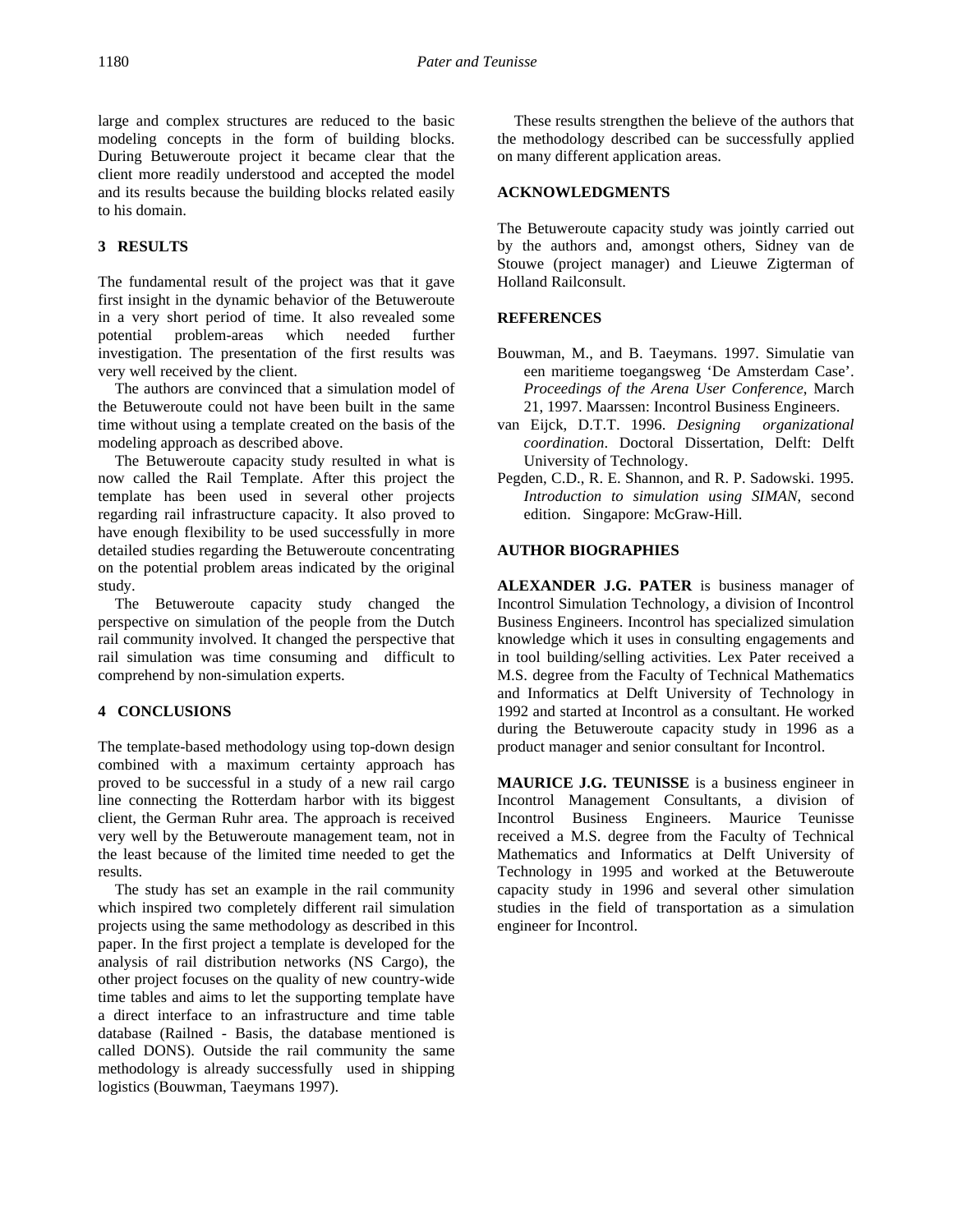large and complex structures are reduced to the basic modeling concepts in the form of building blocks. During Betuweroute project it became clear that the client more readily understood and accepted the model and its results because the building blocks related easily to his domain.

## 3 RESULTS

The fundamental result of the project was that it gave first insight in the dynamic behavior of the Betuweroute in a very short period of time. It also revealed some potential problem-areas which needed further investigation. The presentation of the first results was very well received by the client.

The authors are convinced that a simulation model of the Betuweroute could not have been built in the same time without using a template created on the basis of the modeling approach as described above.

The Betuweroute capacity study resulted in what is now called the Rail Template. After this project the template has been used in several other projects regarding rail infrastructure capacity. It also proved to have enough flexibility to be used successfully in more detailed studies regarding the Betuweroute concentrating on the potential problem areas indicated by the original study.

The Betuweroute capacity study changed the perspective on simulation of the people from the Dutch rail community involved. It changed the perspective that rail simulation was time consuming and difficult to comprehend by non-simulation experts.

## 4 CONCLUSIONS

The template-based methodology using top-down design combined with a maximum certainty approach has proved to be successful in a study of a new rail cargo line connecting the Rotterdam harbor with its biggest client, the German Ruhr area. The approach is received very well by the Betuweroute management team, not in the least because of the limited time needed to get the results.

The study has set an example in the rail community which inspired two completely different rail simulation projects using the same methodology as described in this paper. In the first project a template is developed for the analysis of rail distribution networks (NS Cargo), the other project focuses on the quality of new country-wide time tables and aims to let the supporting template have a direct interface to an infrastructure and time table database (Railned - Basis, the database mentioned is called DONS). Outside the rail community the same methodology is already successfully used in shipping logistics (Bouwman, Taeymans 1997).

These results strengthen the believe of the authors that the methodology described can be successfully applied on many different application areas.

## ACKNOWLEDGMENTS

The Betuweroute capacity study was jointly carried out by the authors and, amongst others, Sidney van de Stouwe (project manager) and Lieuwe Zigterman of Holland Railconsult.

## REFERENCES

Bouwman, M., and B. Taeymans. 1997. Simulatie van een maritieme toegangsweg 'De Amsterdam Case'. *Proceedings of the Arena User Conference*, March 21, 1997. Maarssen: Incontrol Business Engineers.

van Eijck, D.T.T. 1996. *Designing organizational coordination*. Doctoral Dissertation, Delft: Delft University of Technology.

Pegden, C.D., R. E. Shannon, and R. P. Sadowski. 1995. *Introduction to simulation using SIMAN*, second edition. Singapore: McGraw-Hill.

## AUTHOR BIOGRAPHIES

**ALEXANDER J.G. PATER** is business manager of Incontrol Simulation Technology, a division of Incontrol Business Engineers. Incontrol has specialized simulation knowledge which it uses in consulting engagements and in tool building/selling activities. Lex Pater received a M.S. degree from the Faculty of Technical Mathematics and Informatics at Delft University of Technology in 1992 and started at Incontrol as a consultant. He worked during the Betuweroute capacity study in 1996 as a product manager and senior consultant for Incontrol.

**MAURICE J.G. TEUNISSE** is a business engineer in Incontrol Management Consultants, a division of Incontrol Business Engineers. Maurice Teunisse received a M.S. degree from the Faculty of Technical Mathematics and Informatics at Delft University of Technology in 1995 and worked at the Betuweroute capacity study in 1996 and several other simulation studies in the field of transportation as a simulation engineer for Incontrol.